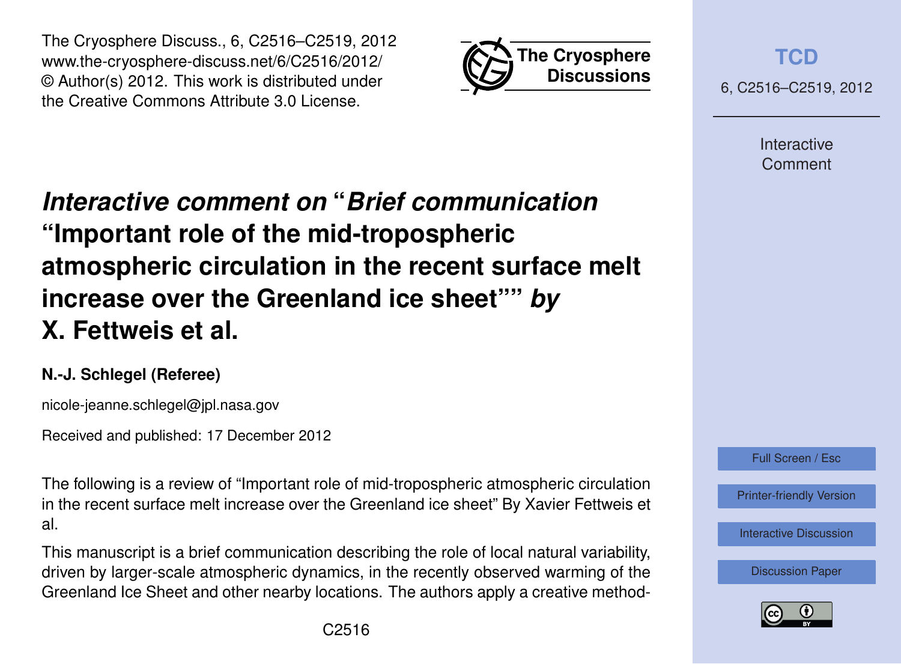# *Interactive comment on* "*Brief communication* "Important role of the mid-tropospheric atmospheric circulation in the recent surface melt increase over the Greenland ice sheet"" *by* X. Fettweis et al.

**N.-J. Schlegel (Referee)**

nicole-jeanne.schlegel@jpl.nasa.gov

Received and published: 17 December 2012

The following is a review of "Important role of mid-tropospheric atmospheric circulation in the recent surface melt increase over the Greenland ice sheet" By Xavier Fettweis et al.

This manuscript is a brief communication describing the role of local natural variability, driven by larger-scale atmospheric dynamics, in the recently observed warming of the Greenland Ice Sheet and other nearby locations. The authors apply a creative method-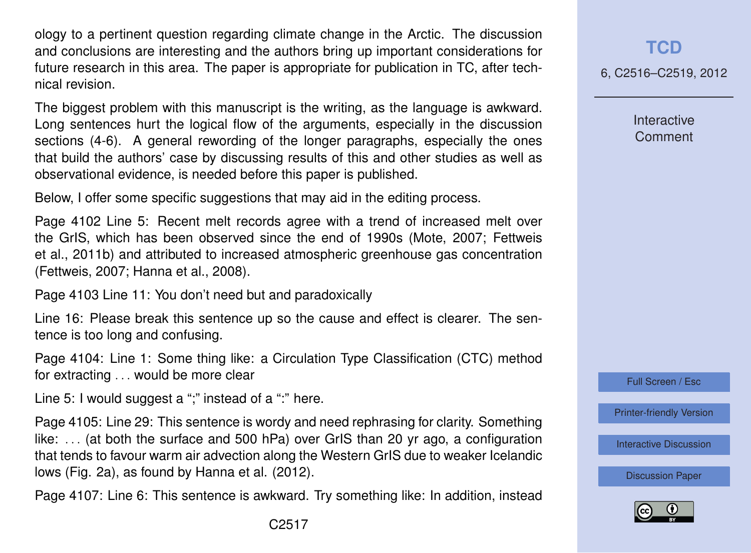ology to a pertinent question regarding climate change in the Arctic. The discussion and conclusions are interesting and the authors bring up important considerations for future research in this area. The paper is appropriate for publication in TC, after technical revision.

The biggest problem with this manuscript is the writing, as the language is awkward. Long sentences hurt the logical flow of the arguments, especially in the discussion sections (4-6). A general rewording of the longer paragraphs, especially the ones that build the authors' case by discussing results of this and other studies as well as observational evidence, is needed before this paper is published.

Below, I offer some specific suggestions that may aid in the editing process.

Page 4102 Line 5: Recent melt records agree with a trend of increased melt over the GrIS, which has been observed since the end of 1990s (Mote, 2007; Fettweis et al., 2011b) and attributed to increased atmospheric greenhouse gas concentration (Fettweis, 2007; Hanna et al., 2008).

Page 4103 Line 11: You don't need but and paradoxically

Line 16: Please break this sentence up so the cause and effect is clearer. The sentence is too long and confusing.

Page 4104: Line 1: Some thing like: a Circulation Type Classification (CTC) method for extracting . . . would be more clear

Line 5: I would suggest a ";" instead of a ":" here.

Page 4105: Line 29: This sentence is wordy and need rephrasing for clarity. Something like: . . . (at both the surface and 500 hPa) over GrIS than 20 yr ago, a configuration that tends to favour warm air advection along the Western GrIS due to weaker Icelandic lows (Fig. 2a), as found by Hanna et al. (2012).

Page 4107: Line 6: This sentence is awkward. Try something like: In addition, instead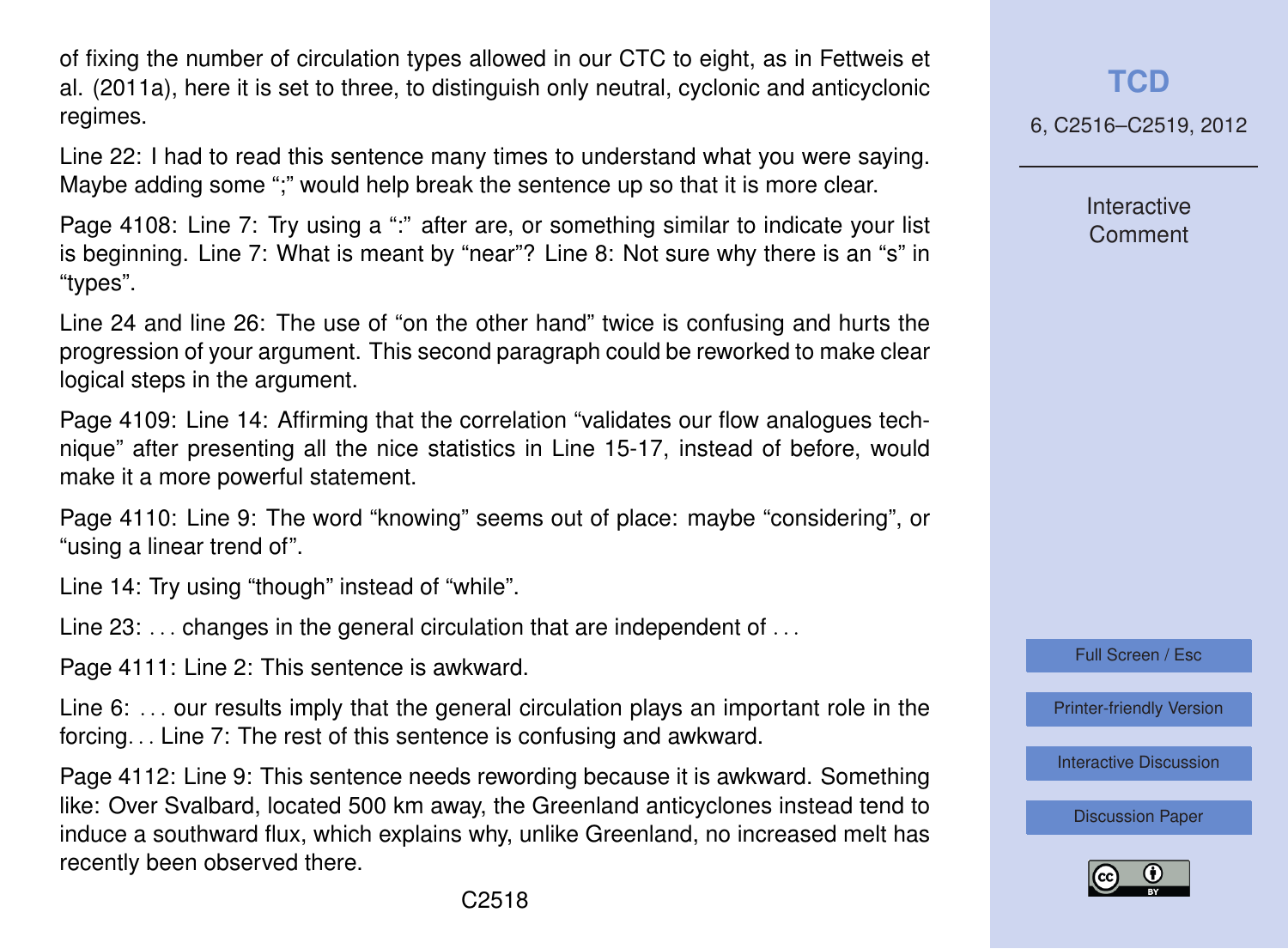of fixing the number of circulation types allowed in our CTC to eight, as in Fettweis et al. (2011a), here it is set to three, to distinguish only neutral, cyclonic and anticyclonic regimes.

Line 22: I had to read this sentence many times to understand what you were saying. Maybe adding some ";" would help break the sentence up so that it is more clear.

Page 4108: Line 7: Try using a ":" after are, or something similar to indicate your list is beginning. Line 7: What is meant by "near"? Line 8: Not sure why there is an "s" in "types".

Line 24 and line 26: The use of "on the other hand" twice is confusing and hurts the progression of your argument. This second paragraph could be reworked to make clear logical steps in the argument.

Page 4109: Line 14: Affirming that the correlation "validates our flow analogues technique" after presenting all the nice statistics in Line 15-17, instead of before, would make it a more powerful statement.

Page 4110: Line 9: The word "knowing" seems out of place: maybe "considering", or "using a linear trend of".

Line 14: Try using "though" instead of "while".

Line 23: . . . changes in the general circulation that are independent of . . .

Page 4111: Line 2: This sentence is awkward.

Line 6: . . . our results imply that the general circulation plays an important role in the forcing. . . Line 7: The rest of this sentence is confusing and awkward.

Page 4112: Line 9: This sentence needs rewording because it is awkward. Something like: Over Svalbard, located 500 km away, the Greenland anticyclones instead tend to induce a southward flux, which explains why, unlike Greenland, no increased melt has recently been observed there.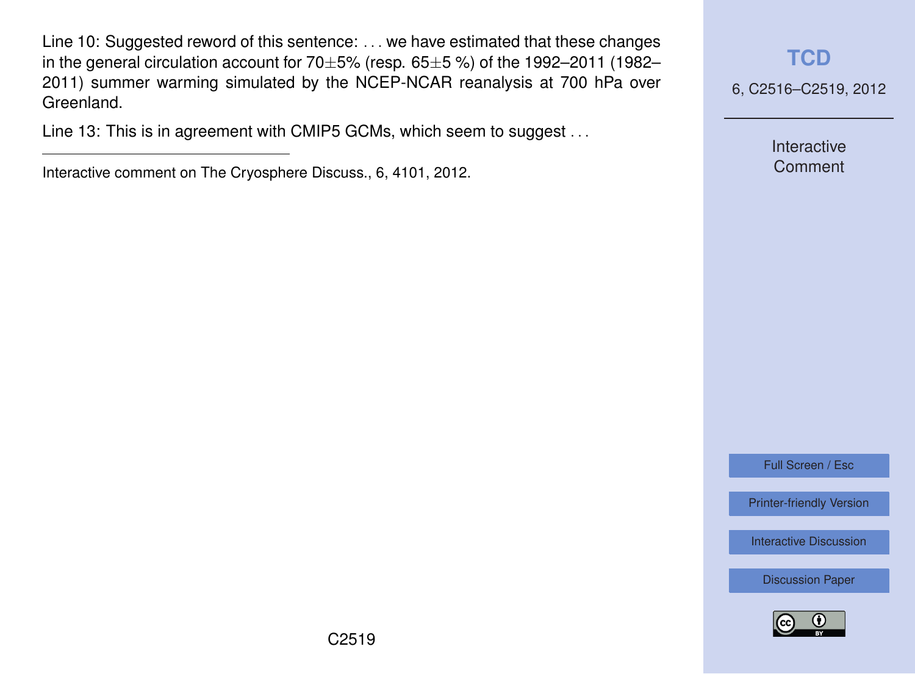Line 10: Suggested reword of this sentence: . . . we have estimated that these changes in the general circulation account for 70$\pm$5% (resp. 65$\pm$5 %) of the 1992–2011 (1982–2011) summer warming simulated by the NCEP-NCAR reanalysis at 700 hPa over Greenland.

Line 13: This is in agreement with CMIP5 GCMs, which seem to suggest . . .

---

Interactive comment on The Cryosphere Discuss., 6, 4101, 2012.